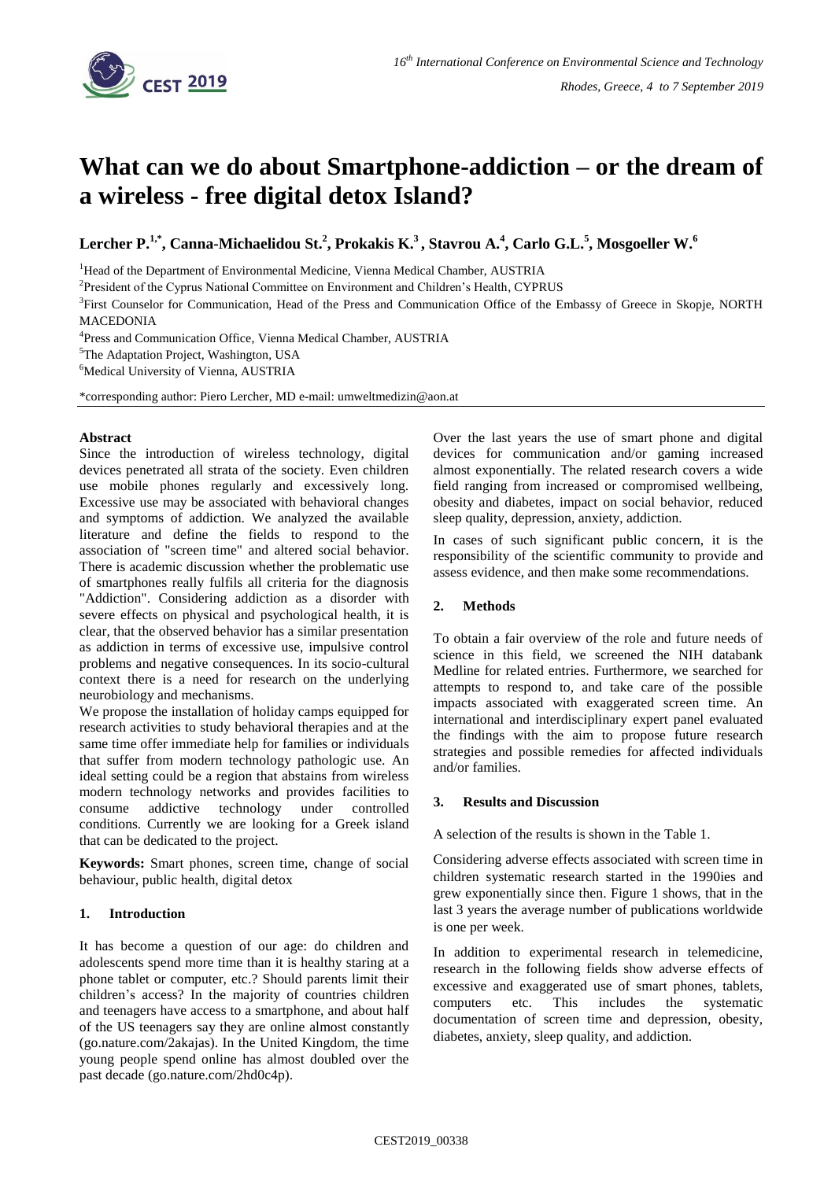# What can we do about Smartphone-addiction – or the dream of a wireless - free digital detox Island?

**Lercher P.[1,*], Canna-Michaelidou St.[2], Prokakis K.[3], Stavrou A.[4], Carlo G.L.[5], Mosgoeller W.[6]**

[1]Head of the Department of Environmental Medicine, Vienna Medical Chamber, AUSTRIA

[2]President of the Cyprus National Committee on Environment and Children's Health, CYPRUS

[3]First Counselor for Communication, Head of the Press and Communication Office of the Embassy of Greece in Skopje, NORTH MACEDONIA

[4]Press and Communication Office, Vienna Medical Chamber, AUSTRIA

[5]The Adaptation Project, Washington, USA

[6]Medical University of Vienna, AUSTRIA

*corresponding author: Piero Lercher, MD e-mail: umweltmedizin@aon.at

**Abstract**

Since the introduction of wireless technology, digital devices penetrated all strata of the society. Even children use mobile phones regularly and excessively long. Excessive use may be associated with behavioral changes and symptoms of addiction. We analyzed the available literature and define the fields to respond to the association of "screen time" and altered social behavior. There is academic discussion whether the problematic use of smartphones really fulfils all criteria for the diagnosis "Addiction". Considering addiction as a disorder with severe effects on physical and psychological health, it is clear, that the observed behavior has a similar presentation as addiction in terms of excessive use, impulsive control problems and negative consequences. In its socio-cultural context there is a need for research on the underlying neurobiology and mechanisms.

We propose the installation of holiday camps equipped for research activities to study behavioral therapies and at the same time offer immediate help for families or individuals that suffer from modern technology pathologic use. An ideal setting could be a region that abstains from wireless modern technology networks and provides facilities to consume addictive technology under controlled conditions. Currently we are looking for a Greek island that can be dedicated to the project.

**Keywords:** Smart phones, screen time, change of social behaviour, public health, digital detox

## 1. Introduction

It has become a question of our age: do children and adolescents spend more time than it is healthy staring at a phone tablet or computer, etc.? Should parents limit their children's access? In the majority of countries children and teenagers have access to a smartphone, and about half of the US teenagers say they are online almost constantly (go.nature.com/2akajas). In the United Kingdom, the time young people spend online has almost doubled over the past decade (go.nature.com/2hd0c4p).

Over the last years the use of smart phone and digital devices for communication and/or gaming increased almost exponentially. The related research covers a wide field ranging from increased or compromised wellbeing, obesity and diabetes, impact on social behavior, reduced sleep quality, depression, anxiety, addiction.

In cases of such significant public concern, it is the responsibility of the scientific community to provide and assess evidence, and then make some recommendations.

## 2. Methods

To obtain a fair overview of the role and future needs of science in this field, we screened the NIH databank Medline for related entries. Furthermore, we searched for attempts to respond to, and take care of the possible impacts associated with exaggerated screen time. An international and interdisciplinary expert panel evaluated the findings with the aim to propose future research strategies and possible remedies for affected individuals and/or families.

## 3. Results and Discussion

A selection of the results is shown in the Table 1.

Considering adverse effects associated with screen time in children systematic research started in the 1990ies and grew exponentially since then. Figure 1 shows, that in the last 3 years the average number of publications worldwide is one per week.

In addition to experimental research in telemedicine, research in the following fields show adverse effects of excessive and exaggerated use of smart phones, tablets, computers etc. This includes the systematic documentation of screen time and depression, obesity, diabetes, anxiety, sleep quality, and addiction.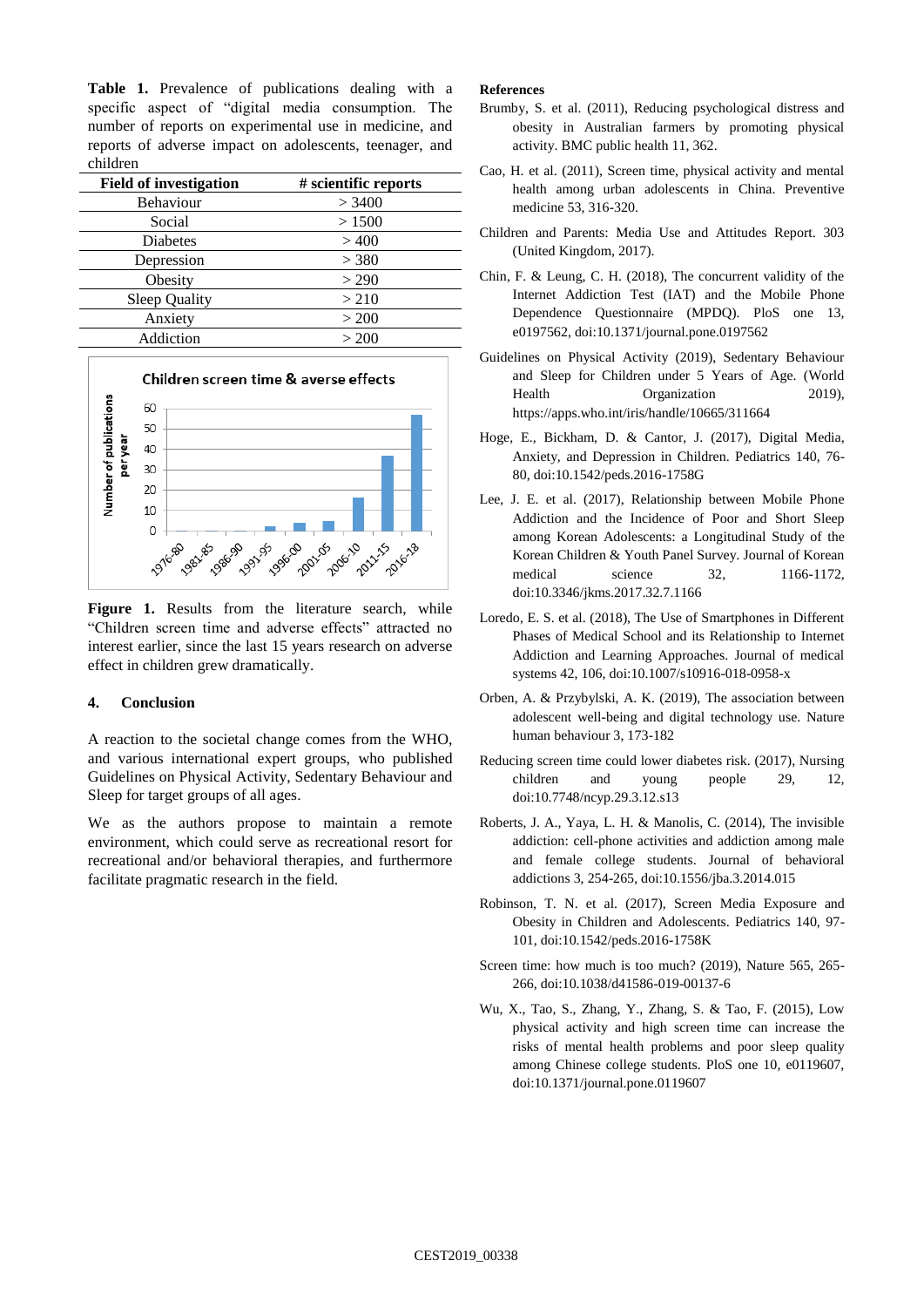**Table 1.** Prevalence of publications dealing with a specific aspect of "digital media consumption. The number of reports on experimental use in medicine, and reports of adverse impact on adolescents, teenager, and children

| Field of investigation | # scientific reports |
|---|---|
| Behaviour | > 3400 |
| Social | > 1500 |
| Diabetes | > 400 |
| Depression | > 380 |
| Obesity | > 290 |
| Sleep Quality | > 210 |
| Anxiety | > 200 |
| Addiction | > 200 |

Children screen time & averse effects

Number of publications per year

60
50
40
30
20
10
0

1976-80 1981-85 1986-90 1991-95 1996-00 2001-05 2006-10 2011-15 2016-18

**Figure 1.** Results from the literature search, while "Children screen time and adverse effects" attracted no interest earlier, since the last 15 years research on adverse effect in children grew dramatically.

## 4. Conclusion

A reaction to the societal change comes from the WHO, and various international expert groups, who published Guidelines on Physical Activity, Sedentary Behaviour and Sleep for target groups of all ages.

We as the authors propose to maintain a remote environment, which could serve as recreational resort for recreational and/or behavioral therapies, and furthermore facilitate pragmatic research in the field.

**References**

Brumby, S. et al. (2011), Reducing psychological distress and obesity in Australian farmers by promoting physical activity. BMC public health 11, 362.

Cao, H. et al. (2011), Screen time, physical activity and mental health among urban adolescents in China. Preventive medicine 53, 316-320.

Children and Parents: Media Use and Attitudes Report. 303 (United Kingdom, 2017).

Chin, F. & Leung, C. H. (2018), The concurrent validity of the Internet Addiction Test (IAT) and the Mobile Phone Dependence Questionnaire (MPDQ). PloS one 13, e0197562, doi:10.1371/journal.pone.0197562

Guidelines on Physical Activity (2019), Sedentary Behaviour and Sleep for Children under 5 Years of Age. (World Health Organization 2019), https://apps.who.int/iris/handle/10665/311664

Hoge, E., Bickham, D. & Cantor, J. (2017), Digital Media, Anxiety, and Depression in Children. Pediatrics 140, 76-80, doi:10.1542/peds.2016-1758G

Lee, J. E. et al. (2017), Relationship between Mobile Phone Addiction and the Incidence of Poor and Short Sleep among Korean Adolescents: a Longitudinal Study of the Korean Children & Youth Panel Survey. Journal of Korean medical science 32, 1166-1172, doi:10.3346/jkms.2017.32.7.1166

Loredo, E. S. et al. (2018), The Use of Smartphones in Different Phases of Medical School and its Relationship to Internet Addiction and Learning Approaches. Journal of medical systems 42, 106, doi:10.1007/s10916-018-0958-x

Orben, A. & Przybylski, A. K. (2019), The association between adolescent well-being and digital technology use. Nature human behaviour 3, 173-182

Reducing screen time could lower diabetes risk. (2017), Nursing children and young people 29, 12, doi:10.7748/ncyp.29.3.12.s13

Roberts, J. A., Yaya, L. H. & Manolis, C. (2014), The invisible addiction: cell-phone activities and addiction among male and female college students. Journal of behavioral addictions 3, 254-265, doi:10.1556/jba.3.2014.015

Robinson, T. N. et al. (2017), Screen Media Exposure and Obesity in Children and Adolescents. Pediatrics 140, 97-101, doi:10.1542/peds.2016-1758K

Screen time: how much is too much? (2019), Nature 565, 265-266, doi:10.1038/d41586-019-00137-6

Wu, X., Tao, S., Zhang, Y., Zhang, S. & Tao, F. (2015), Low physical activity and high screen time can increase the risks of mental health problems and poor sleep quality among Chinese college students. PloS one 10, e0119607, doi:10.1371/journal.pone.0119607